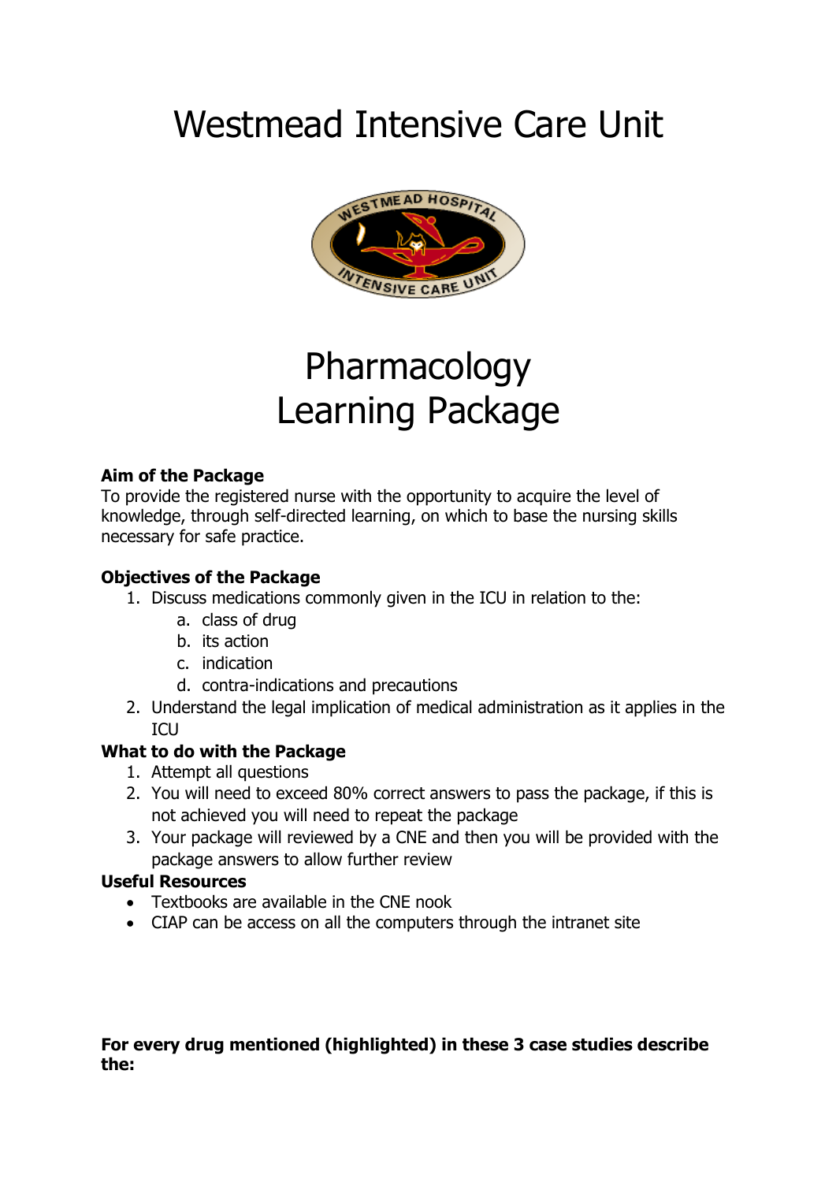# Westmead Intensive Care Unit

# Pharmacology Learning Package

**Aim of the Package**

To provide the registered nurse with the opportunity to acquire the level of knowledge, through self-directed learning, on which to base the nursing skills necessary for safe practice.

**Objectives of the Package**

1. Discuss medications commonly given in the ICU in relation to the:
    a. class of drug
    b. its action
    c. indication
    d. contra-indications and precautions
2. Understand the legal implication of medical administration as it applies in the ICU

**What to do with the Package**

1. Attempt all questions
2. You will need to exceed 80% correct answers to pass the package, if this is not achieved you will need to repeat the package
3. Your package will reviewed by a CNE and then you will be provided with the package answers to allow further review

**Useful Resources**

- Textbooks are available in the CNE nook
- CIAP can be access on all the computers through the intranet site

**For every drug mentioned (highlighted) in these 3 case studies describe the:**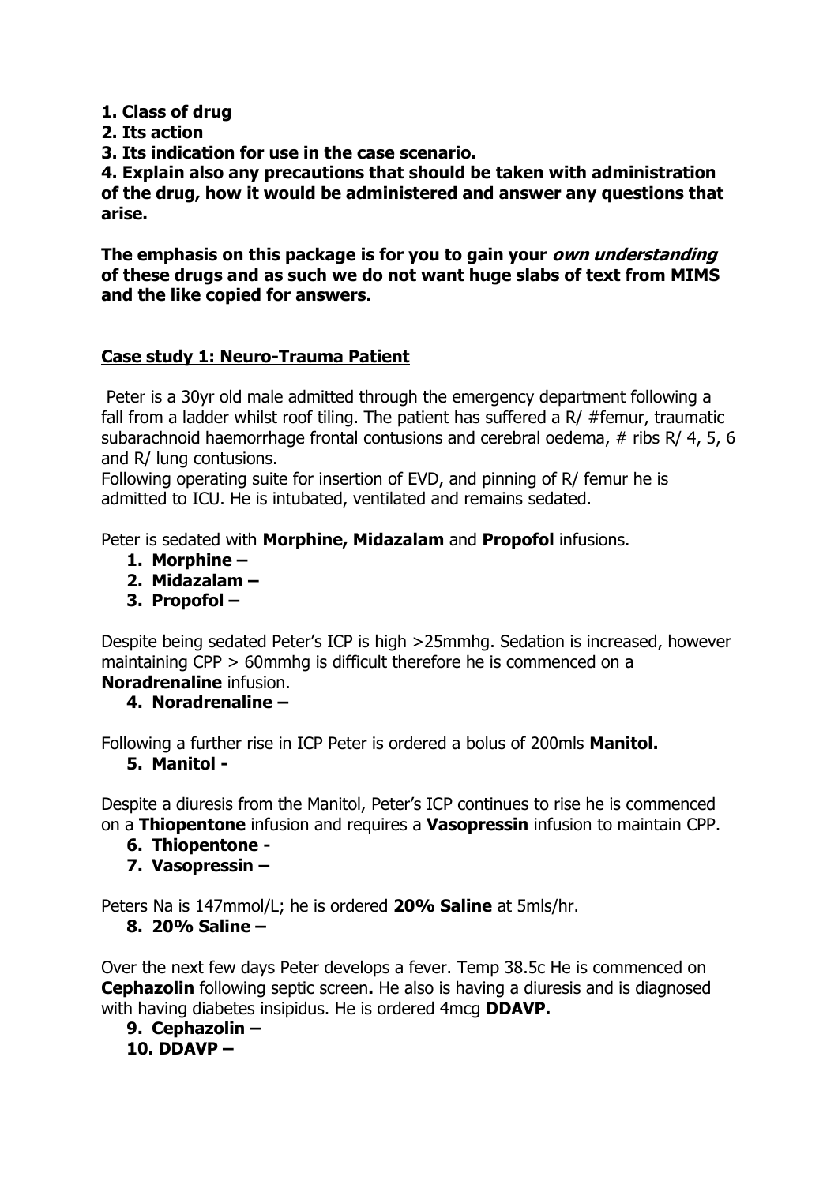**1. Class of drug**
**2. Its action**
**3. Its indication for use in the case scenario.**
**4. Explain also any precautions that should be taken with administration of the drug, how it would be administered and answer any questions that arise.**

**The emphasis on this package is for you to gain your *own understanding* of these drugs and as such we do not want huge slabs of text from MIMS and the like copied for answers.**

## Case study 1: Neuro-Trauma Patient

Peter is a 30yr old male admitted through the emergency department following a fall from a ladder whilst roof tiling. The patient has suffered a R/ #femur, traumatic subarachnoid haemorrhage frontal contusions and cerebral oedema, # ribs R/ 4, 5, 6 and R/ lung contusions.
Following operating suite for insertion of EVD, and pinning of R/ femur he is admitted to ICU. He is intubated, ventilated and remains sedated.

Peter is sedated with **Morphine, Midazalam** and **Propofol** infusions.

1. **Morphine –**
2. **Midazalam –**
3. **Propofol –**

Despite being sedated Peter's ICP is high >25mmhg. Sedation is increased, however maintaining CPP > 60mmhg is difficult therefore he is commenced on a **Noradrenaline** infusion.

4. **Noradrenaline –**

Following a further rise in ICP Peter is ordered a bolus of 200mls **Manitol.**

5. **Manitol -**

Despite a diuresis from the Manitol, Peter's ICP continues to rise he is commenced on a **Thiopentone** infusion and requires a **Vasopressin** infusion to maintain CPP.

6. **Thiopentone -**
7. **Vasopressin –**

Peters Na is 147mmol/L; he is ordered **20% Saline** at 5mls/hr.

8. **20% Saline –**

Over the next few days Peter develops a fever. Temp 38.5c He is commenced on **Cephazolin** following septic screen**.** He also is having a diuresis and is diagnosed with having diabetes insipidus. He is ordered 4mcg **DDAVP.**

9. **Cephazolin –**
10. **DDAVP –**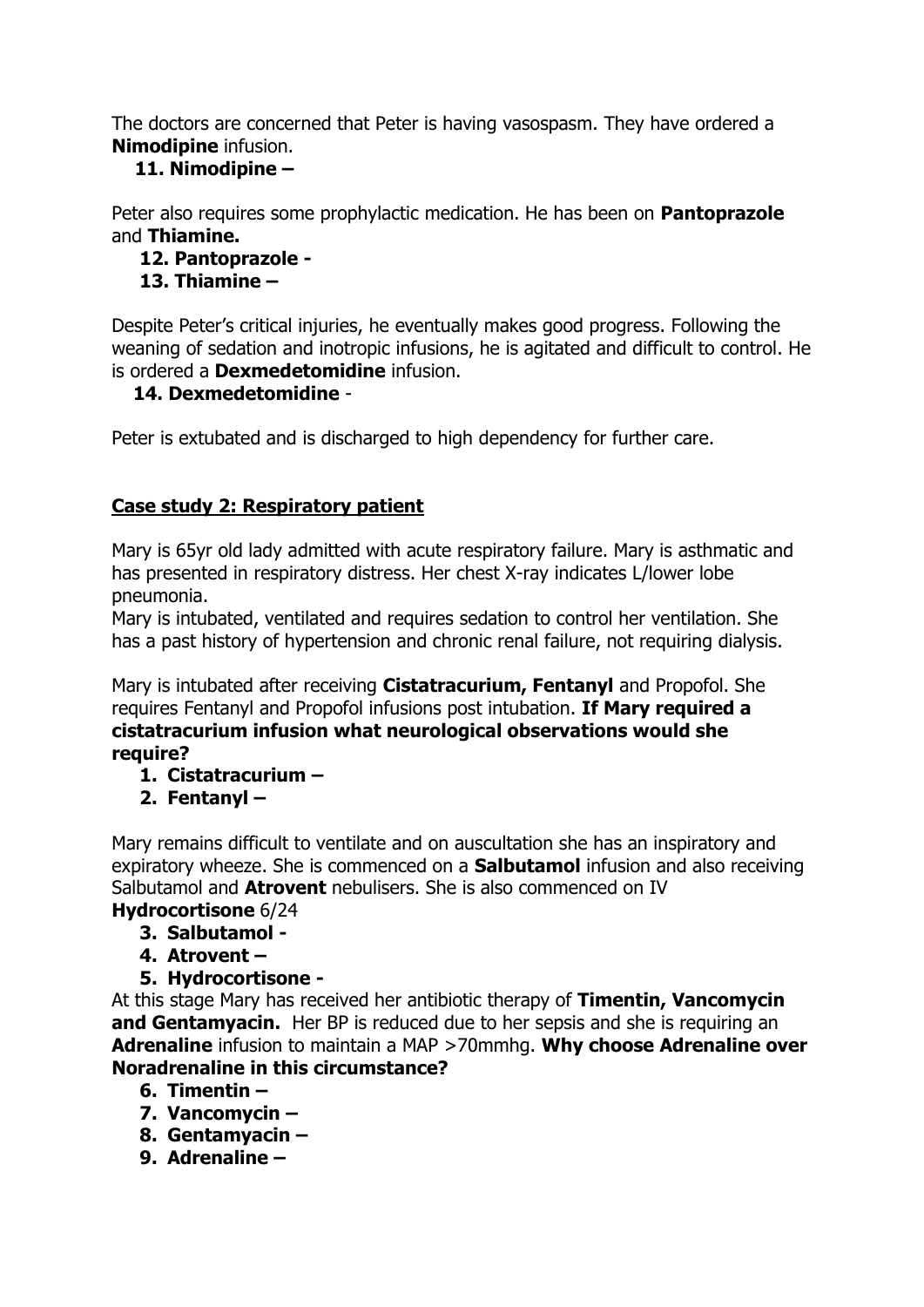The doctors are concerned that Peter is having vasospasm. They have ordered a **Nimodipine** infusion.

11. **Nimodipine –**

Peter also requires some prophylactic medication. He has been on **Pantoprazole** and **Thiamine.**

12. **Pantoprazole -**
13. **Thiamine –**

Despite Peter's critical injuries, he eventually makes good progress. Following the weaning of sedation and inotropic infusions, he is agitated and difficult to control. He is ordered a **Dexmedetomidine** infusion.

14. **Dexmedetomidine** -

Peter is extubated and is discharged to high dependency for further care.

## Case study 2: Respiratory patient

Mary is 65yr old lady admitted with acute respiratory failure. Mary is asthmatic and has presented in respiratory distress. Her chest X-ray indicates L/lower lobe pneumonia.

Mary is intubated, ventilated and requires sedation to control her ventilation. She has a past history of hypertension and chronic renal failure, not requiring dialysis.

Mary is intubated after receiving **Cistatracurium, Fentanyl** and Propofol. She requires Fentanyl and Propofol infusions post intubation. **If Mary required a cistatracurium infusion what neurological observations would she require?**

1. **Cistatracurium –**
2. **Fentanyl –**

Mary remains difficult to ventilate and on auscultation she has an inspiratory and expiratory wheeze. She is commenced on a **Salbutamol** infusion and also receiving Salbutamol and **Atrovent** nebulisers. She is also commenced on IV **Hydrocortisone** 6/24

3. **Salbutamol -**
4. **Atrovent –**
5. **Hydrocortisone -**

At this stage Mary has received her antibiotic therapy of **Timentin, Vancomycin and Gentamyacin.** Her BP is reduced due to her sepsis and she is requiring an **Adrenaline** infusion to maintain a MAP >70mmhg. **Why choose Adrenaline over Noradrenaline in this circumstance?**

6. **Timentin –**
7. **Vancomycin –**
8. **Gentamyacin –**
9. **Adrenaline –**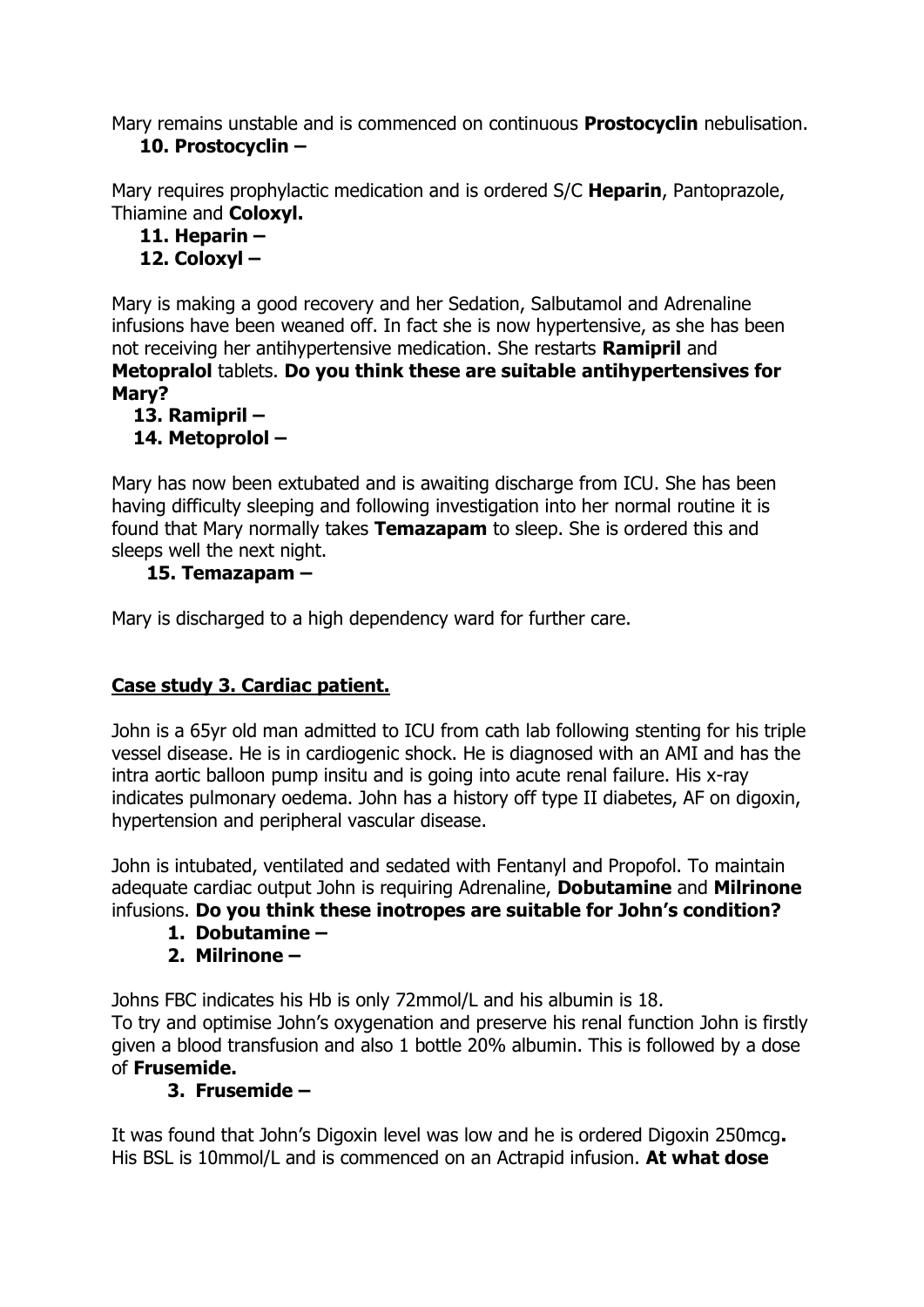Mary remains unstable and is commenced on continuous **Prostocyclin** nebulisation.

**10. Prostocyclin –**

Mary requires prophylactic medication and is ordered S/C **Heparin**, Pantoprazole, Thiamine and **Coloxyl.**

**11. Heparin –**

**12. Coloxyl –**

Mary is making a good recovery and her Sedation, Salbutamol and Adrenaline infusions have been weaned off. In fact she is now hypertensive, as she has been not receiving her antihypertensive medication. She restarts **Ramipril** and **Metopralol** tablets. **Do you think these are suitable antihypertensives for Mary?**

**13. Ramipril –**

**14. Metoprolol –**

Mary has now been extubated and is awaiting discharge from ICU. She has been having difficulty sleeping and following investigation into her normal routine it is found that Mary normally takes **Temazapam** to sleep. She is ordered this and sleeps well the next night.

**15. Temazapam –**

Mary is discharged to a high dependency ward for further care.

## Case study 3. Cardiac patient.

John is a 65yr old man admitted to ICU from cath lab following stenting for his triple vessel disease. He is in cardiogenic shock. He is diagnosed with an AMI and has the intra aortic balloon pump insitu and is going into acute renal failure. His x-ray indicates pulmonary oedema. John has a history off type II diabetes, AF on digoxin, hypertension and peripheral vascular disease.

John is intubated, ventilated and sedated with Fentanyl and Propofol. To maintain adequate cardiac output John is requiring Adrenaline, **Dobutamine** and **Milrinone** infusions. **Do you think these inotropes are suitable for John's condition?**

1. **Dobutamine –**
2. **Milrinone –**

Johns FBC indicates his Hb is only 72mmol/L and his albumin is 18.
To try and optimise John's oxygenation and preserve his renal function John is firstly given a blood transfusion and also 1 bottle 20% albumin. This is followed by a dose of **Frusemide.**

3. **Frusemide –**

It was found that John's Digoxin level was low and he is ordered Digoxin 250mcg**.** His BSL is 10mmol/L and is commenced on an Actrapid infusion. **At what dose**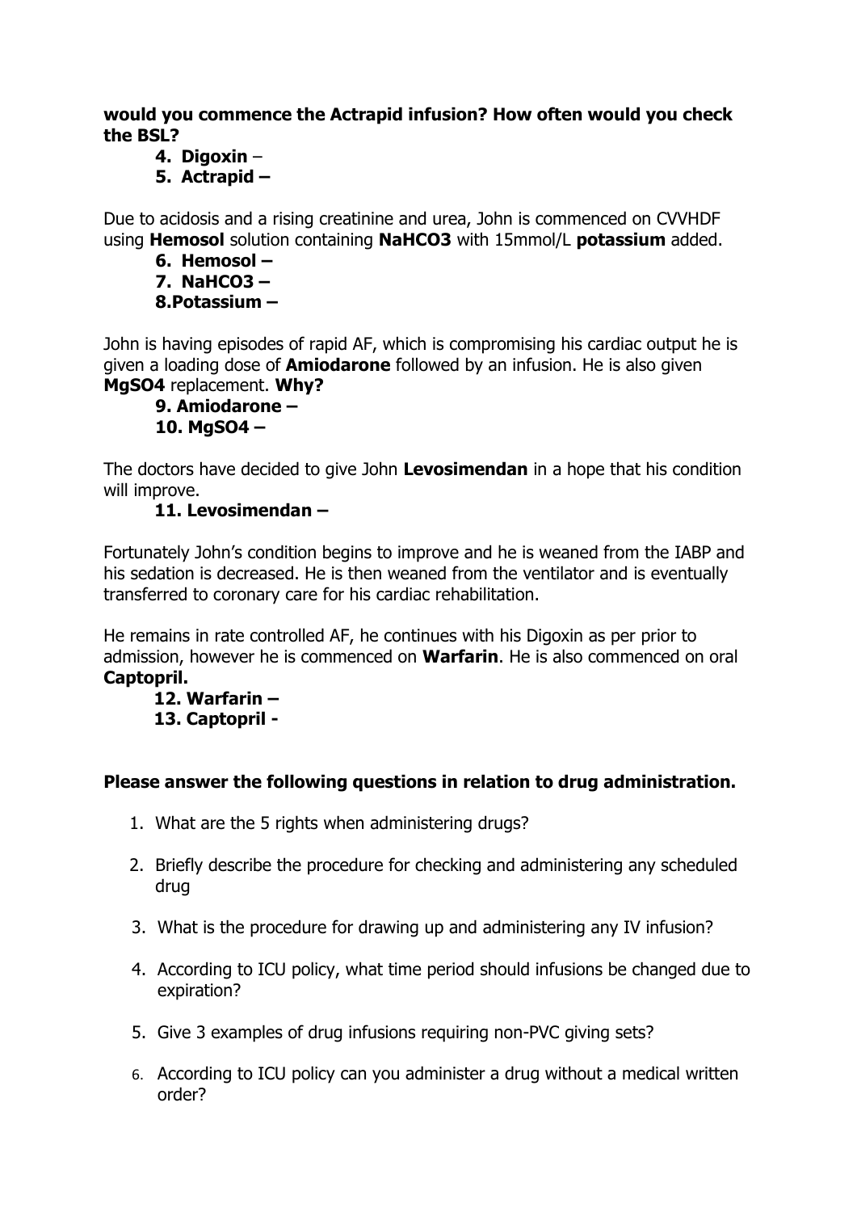**would you commence the Actrapid infusion? How often would you check the BSL?**

4. **Digoxin** –
5. **Actrapid –**

Due to acidosis and a rising creatinine and urea, John is commenced on CVVHDF using **Hemosol** solution containing **$NaHCO_3$** with 15mmol/L **potassium** added.

6. **Hemosol –**
7. **$NaHCO_3$ –**
8. **Potassium –**

John is having episodes of rapid AF, which is compromising his cardiac output he is given a loading dose of **Amiodarone** followed by an infusion. He is also given **$MgSO_4$** replacement. **Why?**

9. **Amiodarone –**
10. **$MgSO_4$ –**

The doctors have decided to give John **Levosimendan** in a hope that his condition will improve.

11. **Levosimendan –**

Fortunately John's condition begins to improve and he is weaned from the IABP and his sedation is decreased. He is then weaned from the ventilator and is eventually transferred to coronary care for his cardiac rehabilitation.

He remains in rate controlled AF, he continues with his Digoxin as per prior to admission, however he is commenced on **Warfarin**. He is also commenced on oral **Captopril.**

12. **Warfarin –**
13. **Captopril -**

**Please answer the following questions in relation to drug administration.**

1. What are the 5 rights when administering drugs?
2. Briefly describe the procedure for checking and administering any scheduled drug
3. What is the procedure for drawing up and administering any IV infusion?
4. According to ICU policy, what time period should infusions be changed due to expiration?
5. Give 3 examples of drug infusions requiring non-PVC giving sets?
6. According to ICU policy can you administer a drug without a medical written order?